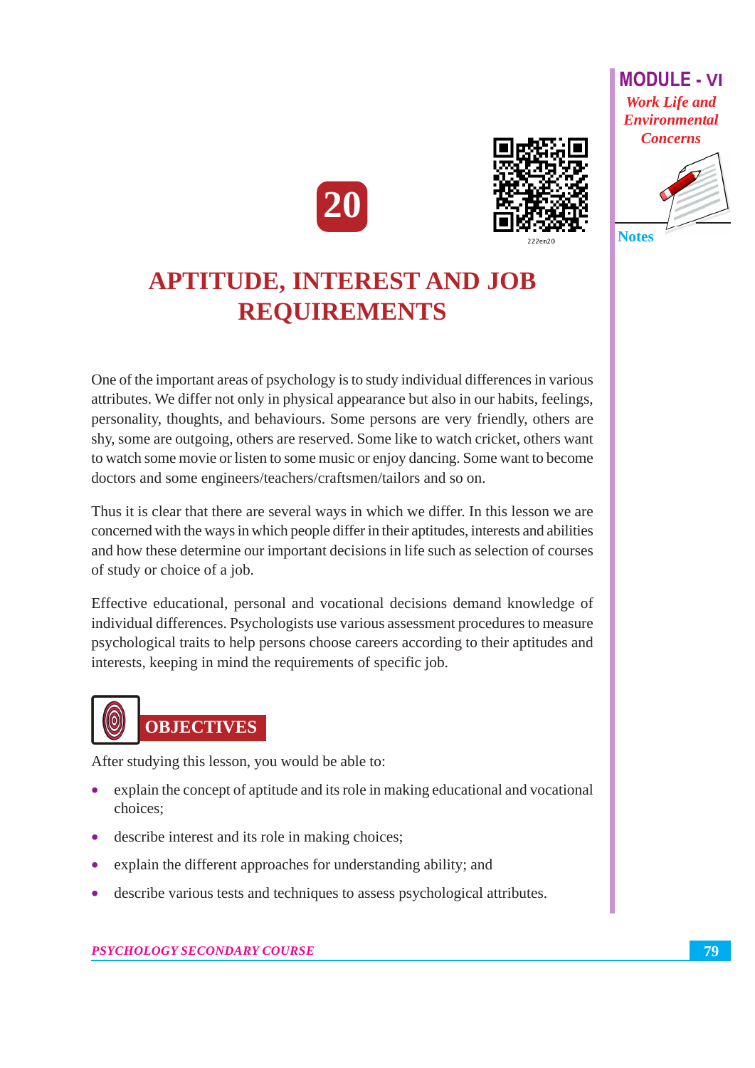# 20

# APTITUDE, INTEREST AND JOB REQUIREMENTS

One of the important areas of psychology is to study individual differences in various attributes. We differ not only in physical appearance but also in our habits, feelings, personality, thoughts, and behaviours. Some persons are very friendly, others are shy, some are outgoing, others are reserved. Some like to watch cricket, others want to watch some movie or listen to some music or enjoy dancing. Some want to become doctors and some engineers/teachers/craftsmen/tailors and so on.

Thus it is clear that there are several ways in which we differ. In this lesson we are concerned with the ways in which people differ in their aptitudes, interests and abilities and how these determine our important decisions in life such as selection of courses of study or choice of a job.

Effective educational, personal and vocational decisions demand knowledge of individual differences. Psychologists use various assessment procedures to measure psychological traits to help persons choose careers according to their aptitudes and interests, keeping in mind the requirements of specific job.

## OBJECTIVES

After studying this lesson, you would be able to:

- explain the concept of aptitude and its role in making educational and vocational choices;
- describe interest and its role in making choices;
- explain the different approaches for understanding ability; and
- describe various tests and techniques to assess psychological attributes.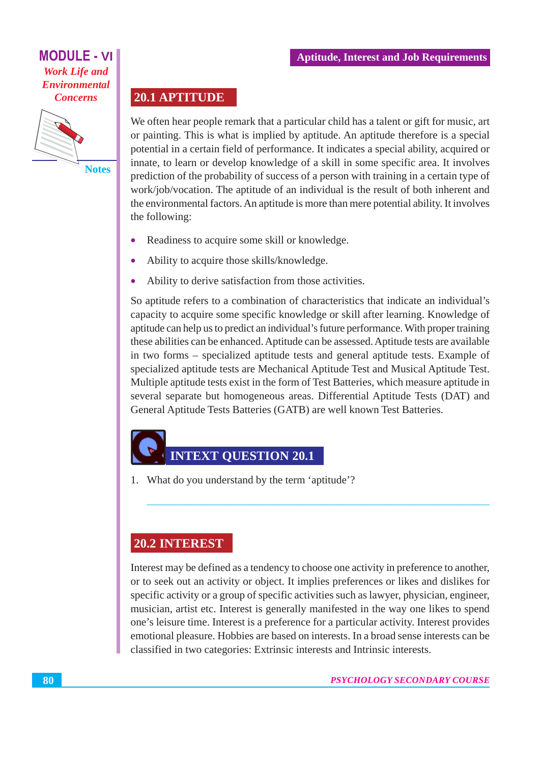## 20.1 APTITUDE

We often hear people remark that a particular child has a talent or gift for music, art or painting. This is what is implied by aptitude. An aptitude therefore is a special potential in a certain field of performance. It indicates a special ability, acquired or innate, to learn or develop knowledge of a skill in some specific area. It involves prediction of the probability of success of a person with training in a certain type of work/job/vocation. The aptitude of an individual is the result of both inherent and the environmental factors. An aptitude is more than mere potential ability. It involves the following:

- Readiness to acquire some skill or knowledge.
- Ability to acquire those skills/knowledge.
- Ability to derive satisfaction from those activities.

So aptitude refers to a combination of characteristics that indicate an individual's capacity to acquire some specific knowledge or skill after learning. Knowledge of aptitude can help us to predict an individual's future performance. With proper training these abilities can be enhanced. Aptitude can be assessed. Aptitude tests are available in two forms – specialized aptitude tests and general aptitude tests. Example of specialized aptitude tests are Mechanical Aptitude Test and Musical Aptitude Test. Multiple aptitude tests exist in the form of Test Batteries, which measure aptitude in several separate but homogeneous areas. Differential Aptitude Tests (DAT) and General Aptitude Tests Batteries (GATB) are well known Test Batteries.

### INTEXT QUESTION 20.1

1. What do you understand by the term 'aptitude'?

## 20.2 INTEREST

Interest may be defined as a tendency to choose one activity in preference to another, or to seek out an activity or object. It implies preferences or likes and dislikes for specific activity or a group of specific activities such as lawyer, physician, engineer, musician, artist etc. Interest is generally manifested in the way one likes to spend one's leisure time. Interest is a preference for a particular activity. Interest provides emotional pleasure. Hobbies are based on interests. In a broad sense interests can be classified in two categories: Extrinsic interests and Intrinsic interests.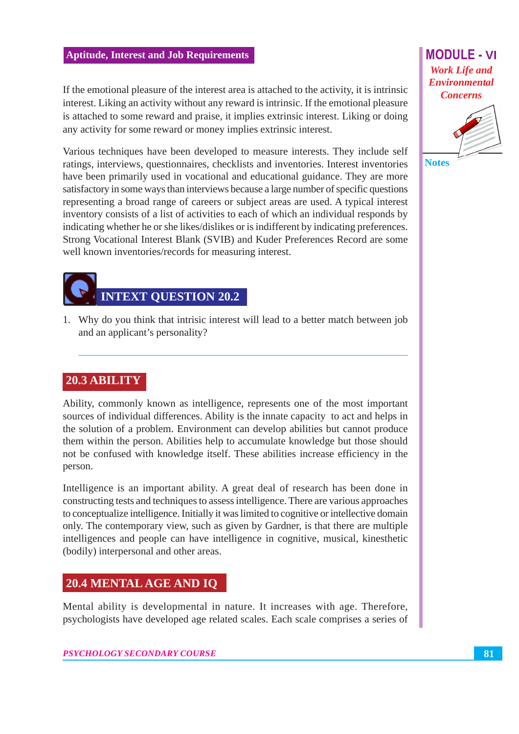If the emotional pleasure of the interest area is attached to the activity, it is intrinsic interest. Liking an activity without any reward is intrinsic. If the emotional pleasure is attached to some reward and praise, it implies extrinsic interest. Liking or doing any activity for some reward or money implies extrinsic interest.

Various techniques have been developed to measure interests. They include self ratings, interviews, questionnaires, checklists and inventories. Interest inventories have been primarily used in vocational and educational guidance. They are more satisfactory in some ways than interviews because a large number of specific questions representing a broad range of careers or subject areas are used. A typical interest inventory consists of a list of activities to each of which an individual responds by indicating whether he or she likes/dislikes or is indifferent by indicating preferences. Strong Vocational Interest Blank (SVIB) and Kuder Preferences Record are some well known inventories/records for measuring interest.

## INTEXT QUESTION 20.2

1. Why do you think that intrisic interest will lead to a better match between job and an applicant's personality?

## 20.3 ABILITY

Ability, commonly known as intelligence, represents one of the most important sources of individual differences. Ability is the innate capacity to act and helps in the solution of a problem. Environment can develop abilities but cannot produce them within the person. Abilities help to accumulate knowledge but those should not be confused with knowledge itself. These abilities increase efficiency in the person.

Intelligence is an important ability. A great deal of research has been done in constructing tests and techniques to assess intelligence. There are various approaches to conceptualize intelligence. Initially it was limited to cognitive or intellective domain only. The contemporary view, such as given by Gardner, is that there are multiple intelligences and people can have intelligence in cognitive, musical, kinesthetic (bodily) interpersonal and other areas.

## 20.4 MENTAL AGE AND IQ

Mental ability is developmental in nature. It increases with age. Therefore, psychologists have developed age related scales. Each scale comprises a series of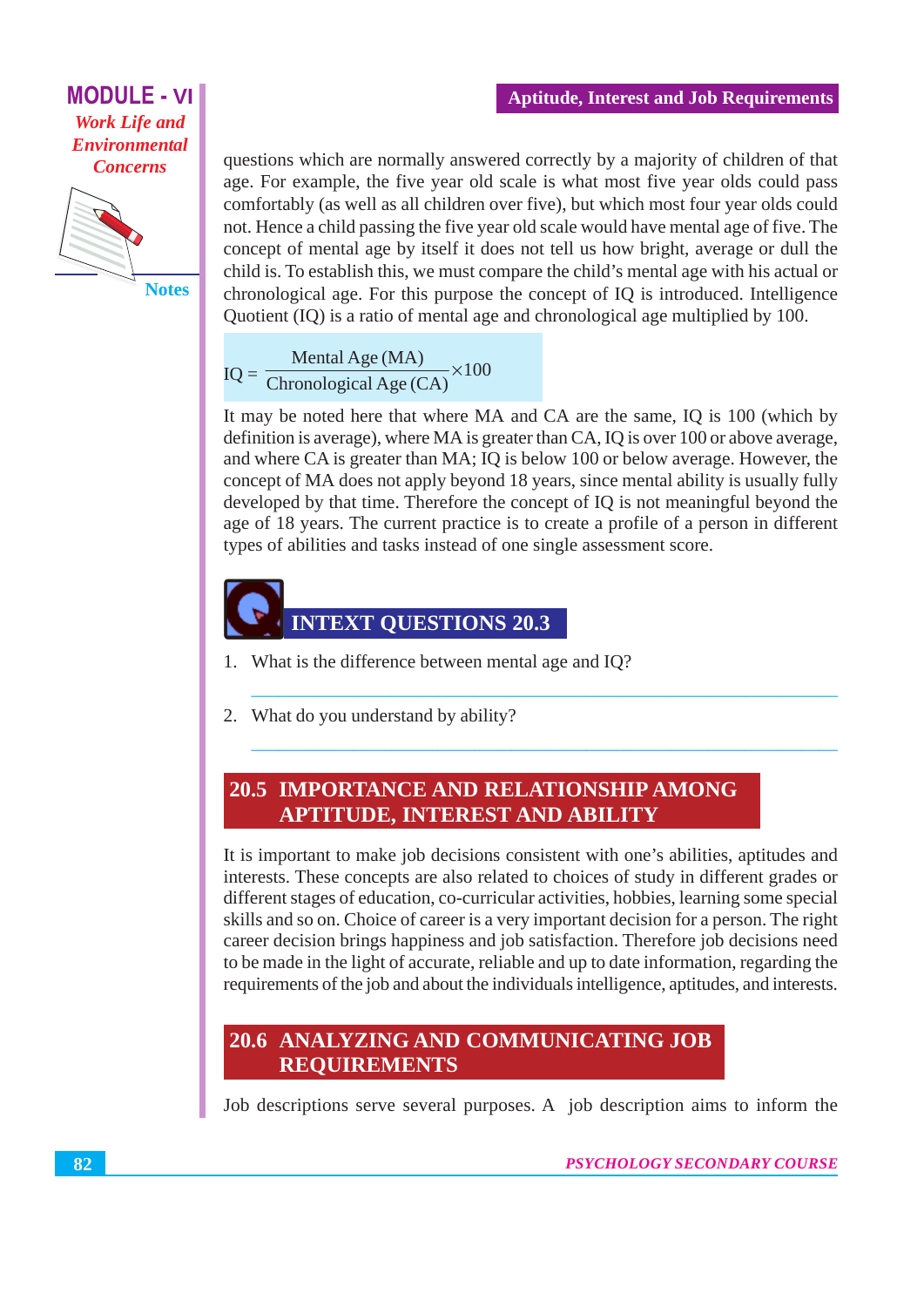questions which are normally answered correctly by a majority of children of that age. For example, the five year old scale is what most five year olds could pass comfortably (as well as all children over five), but which most four year olds could not. Hence a child passing the five year old scale would have mental age of five. The concept of mental age by itself it does not tell us how bright, average or dull the child is. To establish this, we must compare the child's mental age with his actual or chronological age. For this purpose the concept of IQ is introduced. Intelligence Quotient (IQ) is a ratio of mental age and chronological age multiplied by 100.

$$IQ = \frac{\text{Mental Age (MA)}}{\text{Chronological Age (CA)}} \times 100$$

It may be noted here that where MA and CA are the same, IQ is 100 (which by definition is average), where MA is greater than CA, IQ is over 100 or above average, and where CA is greater than MA; IQ is below 100 or below average. However, the concept of MA does not apply beyond 18 years, since mental ability is usually fully developed by that time. Therefore the concept of IQ is not meaningful beyond the age of 18 years. The current practice is to create a profile of a person in different types of abilities and tasks instead of one single assessment score.

## INTEXT QUESTIONS 20.3

1. What is the difference between mental age and IQ?

2. What do you understand by ability?

## 20.5 IMPORTANCE AND RELATIONSHIP AMONG APTITUDE, INTEREST AND ABILITY

It is important to make job decisions consistent with one's abilities, aptitudes and interests. These concepts are also related to choices of study in different grades or different stages of education, co-curricular activities, hobbies, learning some special skills and so on. Choice of career is a very important decision for a person. The right career decision brings happiness and job satisfaction. Therefore job decisions need to be made in the light of accurate, reliable and up to date information, regarding the requirements of the job and about the individuals intelligence, aptitudes, and interests.

## 20.6 ANALYZING AND COMMUNICATING JOB REQUIREMENTS

Job descriptions serve several purposes. A job description aims to inform the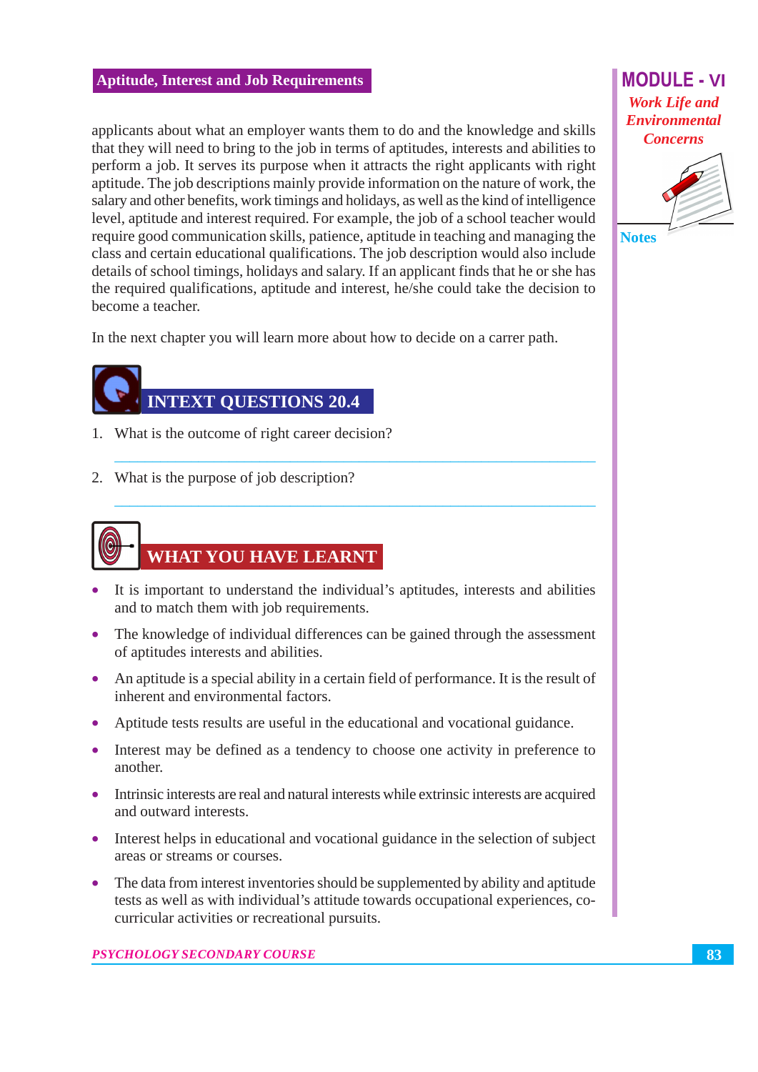applicants about what an employer wants them to do and the knowledge and skills that they will need to bring to the job in terms of aptitudes, interests and abilities to perform a job. It serves its purpose when it attracts the right applicants with right aptitude. The job descriptions mainly provide information on the nature of work, the salary and other benefits, work timings and holidays, as well as the kind of intelligence level, aptitude and interest required. For example, the job of a school teacher would require good communication skills, patience, aptitude in teaching and managing the class and certain educational qualifications. The job description would also include details of school timings, holidays and salary. If an applicant finds that he or she has the required qualifications, aptitude and interest, he/she could take the decision to become a teacher.

In the next chapter you will learn more about how to decide on a carrer path.

## INTEXT QUESTIONS 20.4

1. What is the outcome of right career decision?

2. What is the purpose of job description?

## WHAT YOU HAVE LEARNT

- It is important to understand the individual's aptitudes, interests and abilities and to match them with job requirements.
- The knowledge of individual differences can be gained through the assessment of aptitudes interests and abilities.
- An aptitude is a special ability in a certain field of performance. It is the result of inherent and environmental factors.
- Aptitude tests results are useful in the educational and vocational guidance.
- Interest may be defined as a tendency to choose one activity in preference to another.
- Intrinsic interests are real and natural interests while extrinsic interests are acquired and outward interests.
- Interest helps in educational and vocational guidance in the selection of subject areas or streams or courses.
- The data from interest inventories should be supplemented by ability and aptitude tests as well as with individual's attitude towards occupational experiences, co-curricular activities or recreational pursuits.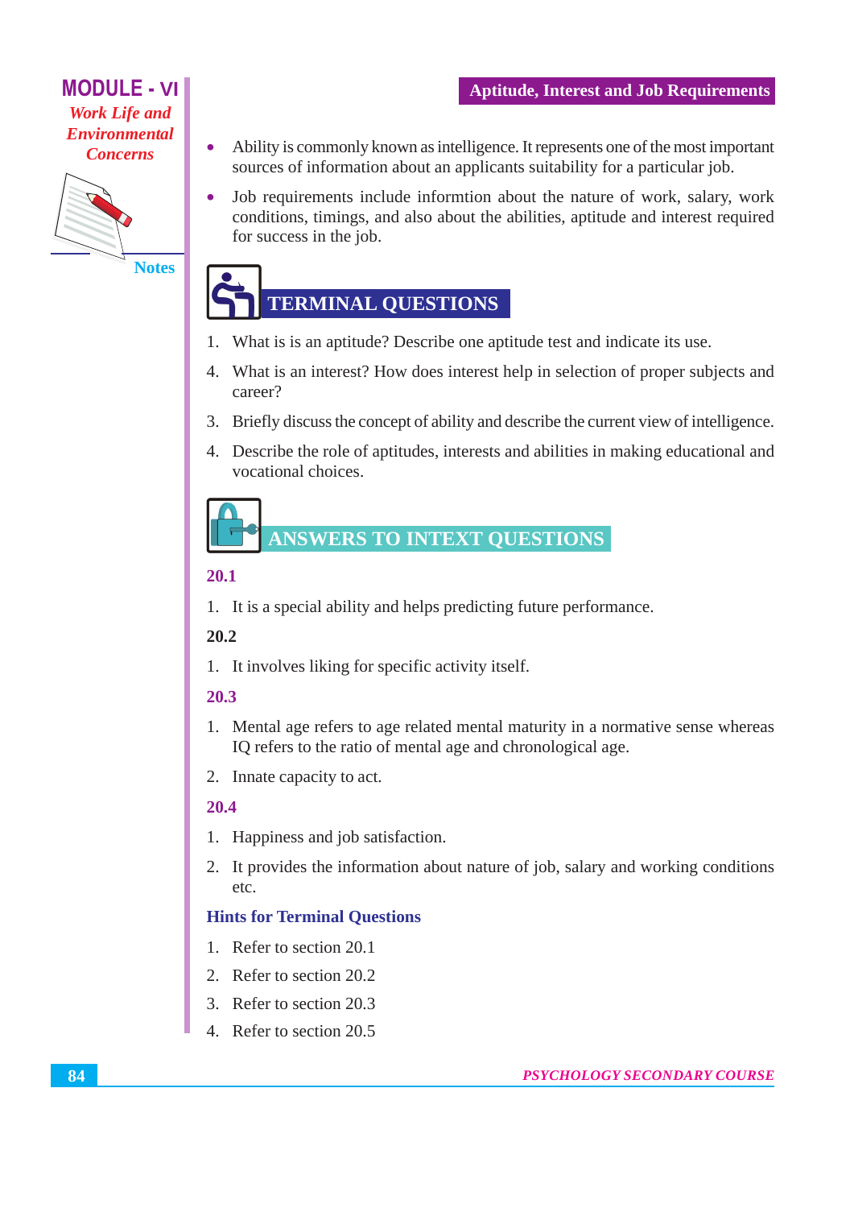- Ability is commonly known as intelligence. It represents one of the most important sources of information about an applicants suitability for a particular job.
- Job requirements include informtion about the nature of work, salary, work conditions, timings, and also about the abilities, aptitude and interest required for success in the job.

## TERMINAL QUESTIONS

1. What is is an aptitude? Describe one aptitude test and indicate its use.
4. What is an interest? How does interest help in selection of proper subjects and career?
3. Briefly discuss the concept of ability and describe the current view of intelligence.
4. Describe the role of aptitudes, interests and abilities in making educational and vocational choices.

## ANSWERS TO INTEXT QUESTIONS

**20.1**

1. It is a special ability and helps predicting future performance.

**20.2**

1. It involves liking for specific activity itself.

**20.3**

1. Mental age refers to age related mental maturity in a normative sense whereas IQ refers to the ratio of mental age and chronological age.
2. Innate capacity to act.

**20.4**

1. Happiness and job satisfaction.
2. It provides the information about nature of job, salary and working conditions etc.

### Hints for Terminal Questions

1. Refer to section 20.1
2. Refer to section 20.2
3. Refer to section 20.3
4. Refer to section 20.5